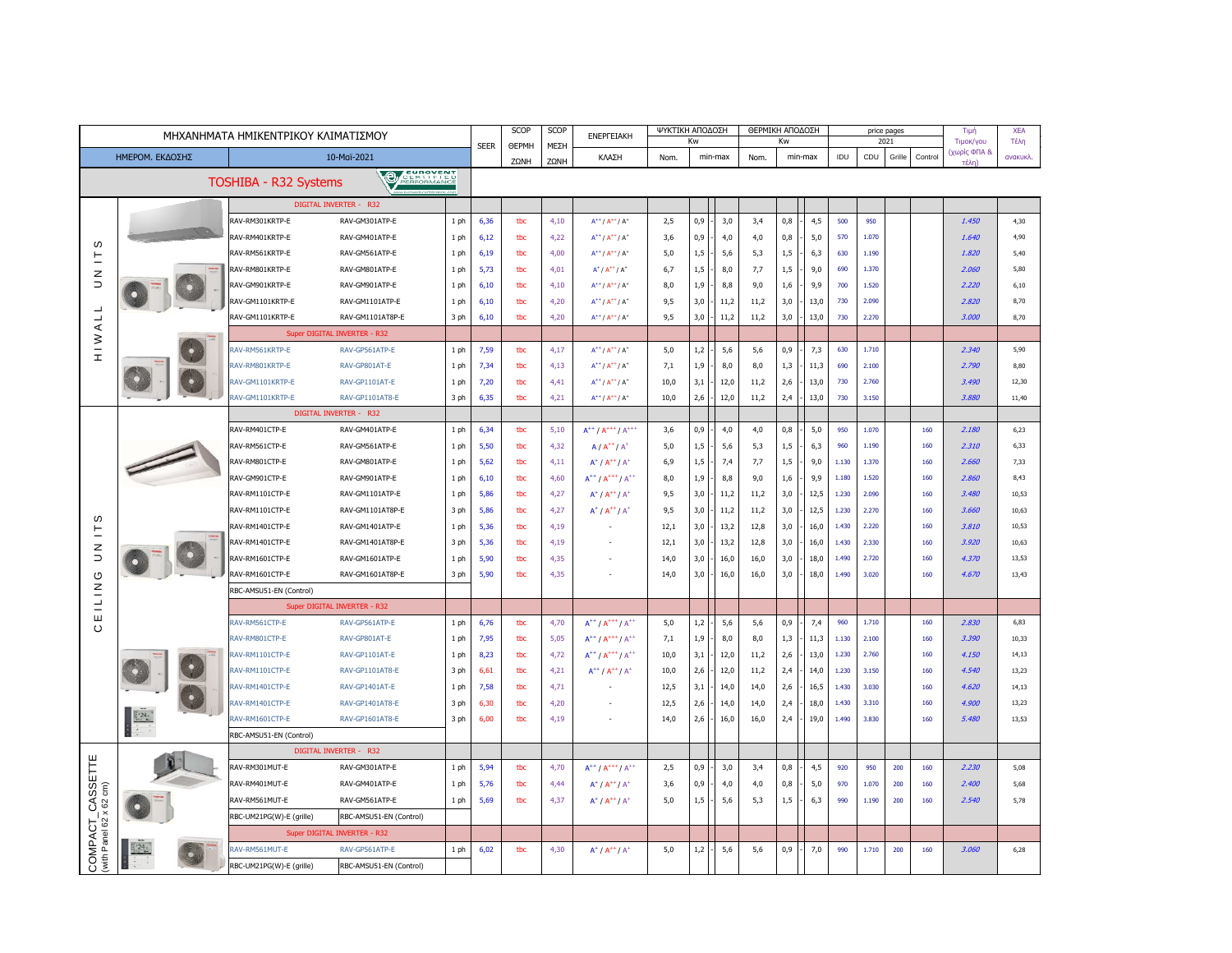# ΜΗΧΑΝΗΜΑΤΑ ΗΜΙΚΕΝΤΡΙΚΟΥ ΚΛΙΜΑΤΙΣΜΟΥ

ΗΜΕΡΟΜ. ΕΚΔΟΣΗΣ: 10-Μαϊ-2021

## TOSHIBA - R32 Systems

| Category | IDU model | CDU model | Phase | SEER | SCOP ΘΕΡΜΗ ΖΩΝΗ | SCOP ΜΕΣΗ ΖΩΝΗ | ΕΝΕΡΓΕΙΑΚΗ ΚΛΑΣΗ | ΨΥΚΤΙΚΗ ΑΠΟΔΟΣΗ Kw Nom. | ΨΥΚΤΙΚΗ min | ΨΥΚΤΙΚΗ max | ΘΕΡΜΙΚΗ ΑΠΟΔΟΣΗ Kw Nom. | ΘΕΡΜΙΚΗ min | ΘΕΡΜΙΚΗ max | price pages 2021 IDU | CDU | Grille | Control | Τιμή Τιμοκ/γου (χωρίς ΦΠΑ & τέλη) | ΧΕΑ Τέλη ανακυκλ. |
|---|---|---|---|---|---|---|---|---|---|---|---|---|---|---|---|---|---|---|---|
| HIWALL UNITS | DIGITAL INVERTER - R32 | | | | | | | | | | | | | | | | | | |
| | RAV-RM301KRTP-E | RAV-GM301ATP-E | 1 ph | 6,36 | tbc | 4,10 | A⁺⁺ / A⁺⁺ / A⁺ | 2,5 | 0,9 | 3,0 | 3,4 | 0,8 | 4,5 | 500 | 950 | | | 1.450 | 4,30 |
| | RAV-RM401KRTP-E | RAV-GM401ATP-E | 1 ph | 6,12 | tbc | 4,22 | A⁺⁺ / A⁺⁺ / A⁺ | 3,6 | 0,9 | 4,0 | 4,0 | 0,8 | 5,0 | 570 | 1.070 | | | 1.640 | 4,90 |
| | RAV-RM561KRTP-E | RAV-GM561ATP-E | 1 ph | 6,19 | tbc | 4,00 | A⁺⁺ / A⁺⁺ / A⁺ | 5,0 | 1,5 | 5,6 | 5,3 | 1,5 | 6,3 | 630 | 1.190 | | | 1.820 | 5,40 |
| | RAV-RM801KRTP-E | RAV-GM801ATP-E | 1 ph | 5,73 | tbc | 4,01 | A⁺ / A⁺⁺ / A⁺ | 6,7 | 1,5 | 8,0 | 7,7 | 1,5 | 9,0 | 690 | 1.370 | | | 2.060 | 5,80 |
| | RAV-GM901KRTP-E | RAV-GM901ATP-E | 1 ph | 6,10 | tbc | 4,10 | A⁺⁺ / A⁺⁺ / A⁺ | 8,0 | 1,9 | 8,8 | 9,0 | 1,6 | 9,9 | 700 | 1.520 | | | 2.220 | 6,10 |
| | RAV-GM1101KRTP-E | RAV-GM1101ATP-E | 1 ph | 6,10 | tbc | 4,20 | A⁺⁺ / A⁺⁺ / A⁺ | 9,5 | 3,0 | 11,2 | 11,2 | 3,0 | 13,0 | 730 | 2.090 | | | 2.820 | 8,70 |
| | RAV-GM1101KRTP-E | RAV-GM1101AT8P-E | 3 ph | 6,10 | tbc | 4,20 | A⁺⁺ / A⁺⁺ / A⁺ | 9,5 | 3,0 | 11,2 | 11,2 | 3,0 | 13,0 | 730 | 2.270 | | | 3.000 | 8,70 |
| | Super DIGITAL INVERTER - R32 | | | | | | | | | | | | | | | | | | |
| | RAV-RM561KRTP-E | RAV-GP561ATP-E | 1 ph | 7,59 | tbc | 4,17 | A⁺⁺ / A⁺⁺ / A⁺ | 5,0 | 1,2 | 5,6 | 5,6 | 0,9 | 7,3 | 630 | 1.710 | | | 2.340 | 5,90 |
| | RAV-RM801KRTP-E | RAV-GP801AT-E | 1 ph | 7,34 | tbc | 4,13 | A⁺⁺ / A⁺⁺ / A⁺ | 7,1 | 1,9 | 8,0 | 8,0 | 1,3 | 11,3 | 690 | 2.100 | | | 2.790 | 8,80 |
| | RAV-GM1101KRTP-E | RAV-GP1101AT-E | 1 ph | 7,20 | tbc | 4,41 | A⁺⁺ / A⁺⁺ / A⁺ | 10,0 | 3,1 | 12,0 | 11,2 | 2,6 | 13,0 | 730 | 2.760 | | | 3.490 | 12,30 |
| | RAV-GM1101KRTP-E | RAV-GP1101AT8-E | 3 ph | 6,35 | tbc | 4,21 | A⁺⁺ / A⁺⁺ / A⁺ | 10,0 | 2,6 | 12,0 | 11,2 | 2,4 | 13,0 | 730 | 3.150 | | | 3.880 | 11,40 |
| CEILING UNITS | DIGITAL INVERTER - R32 | | | | | | | | | | | | | | | | | | |
| | RAV-RM401CTP-E | RAV-GM401ATP-E | 1 ph | 6,34 | tbc | 5,10 | A⁺⁺ / A⁺⁺⁺ / A⁺⁺⁺ | 3,6 | 0,9 | 4,0 | 4,0 | 0,8 | 5,0 | 950 | 1.070 | | 160 | 2.180 | 6,23 |
| | RAV-RM561CTP-E | RAV-GM561ATP-E | 1 ph | 5,50 | tbc | 4,32 | A / A⁺⁺ / A⁺ | 5,0 | 1,5 | 5,6 | 5,3 | 1,5 | 6,3 | 960 | 1.190 | | 160 | 2.310 | 6,33 |
| | RAV-RM801CTP-E | RAV-GM801ATP-E | 1 ph | 5,62 | tbc | 4,11 | A⁺ / A⁺⁺ / A⁺ | 6,9 | 1,5 | 7,4 | 7,7 | 1,5 | 9,0 | 1.130 | 1.370 | | 160 | 2.660 | 7,33 |
| | RAV-GM901CTP-E | RAV-GM901ATP-E | 1 ph | 6,10 | tbc | 4,60 | A⁺⁺ / A⁺⁺⁺ / A⁺⁺ | 8,0 | 1,9 | 8,8 | 9,0 | 1,6 | 9,9 | 1.180 | 1.520 | | 160 | 2.860 | 8,43 |
| | RAV-RM1101CTP-E | RAV-GM1101ATP-E | 1 ph | 5,86 | tbc | 4,27 | A⁺ / A⁺⁺ / A⁺ | 9,5 | 3,0 | 11,2 | 11,2 | 3,0 | 12,5 | 1.230 | 2.090 | | 160 | 3.480 | 10,53 |
| | RAV-RM1101CTP-E | RAV-GM1101AT8P-E | 3 ph | 5,86 | tbc | 4,27 | A⁺ / A⁺⁺ / A⁺ | 9,5 | 3,0 | 11,2 | 11,2 | 3,0 | 12,5 | 1.230 | 2.270 | | 160 | 3.660 | 10,63 |
| | RAV-RM1401CTP-E | RAV-GM1401ATP-E | 1 ph | 5,36 | tbc | 4,19 | - | 12,1 | 3,0 | 13,2 | 12,8 | 3,0 | 16,0 | 1.430 | 2.220 | | 160 | 3.810 | 10,53 |
| | RAV-RM1401CTP-E | RAV-GM1401AT8P-E | 3 ph | 5,36 | tbc | 4,19 | - | 12,1 | 3,0 | 13,2 | 12,8 | 3,0 | 16,0 | 1.430 | 2.330 | | 160 | 3.920 | 10,63 |
| | RAV-RM1601CTP-E | RAV-GM1601ATP-E | 1 ph | 5,90 | tbc | 4,35 | - | 14,0 | 3,0 | 16,0 | 16,0 | 3,0 | 18,0 | 1.490 | 2.720 | | 160 | 4.370 | 13,53 |
| | RAV-RM1601CTP-E | RAV-GM1601AT8P-E | 3 ph | 5,90 | tbc | 4,35 | - | 14,0 | 3,0 | 16,0 | 16,0 | 3,0 | 18,0 | 1.490 | 3.020 | | 160 | 4.670 | 13,43 |
| | RBC-AMSU51-EN (Control) | | | | | | | | | | | | | | | | | | |
| | Super DIGITAL INVERTER - R32 | | | | | | | | | | | | | | | | | | |
| | RAV-RM561CTP-E | RAV-GP561ATP-E | 1 ph | 6,76 | tbc | 4,70 | A⁺⁺ / A⁺⁺⁺ / A⁺⁺ | 5,0 | 1,2 | 5,6 | 5,6 | 0,9 | 7,4 | 960 | 1.710 | | 160 | 2.830 | 6,83 |
| | RAV-RM801CTP-E | RAV-GP801AT-E | 1 ph | 7,95 | tbc | 5,05 | A⁺⁺ / A⁺⁺⁺ / A⁺⁺ | 7,1 | 1,9 | 8,0 | 8,0 | 1,3 | 11,3 | 1.130 | 2.100 | | 160 | 3.390 | 10,33 |
| | RAV-RM1101CTP-E | RAV-GP1101AT-E | 1 ph | 8,23 | tbc | 4,72 | A⁺⁺ / A⁺⁺⁺ / A⁺⁺ | 10,0 | 3,1 | 12,0 | 11,2 | 2,6 | 13,0 | 1.230 | 2.760 | | 160 | 4.150 | 14,13 |
| | RAV-RM1101CTP-E | RAV-GP1101AT8-E | 3 ph | 6,61 | tbc | 4,21 | A⁺⁺ / A⁺⁺ / A⁺ | 10,0 | 2,6 | 12,0 | 11,2 | 2,4 | 14,0 | 1.230 | 3.150 | | 160 | 4.540 | 13,23 |
| | RAV-RM1401CTP-E | RAV-GP1401AT-E | 1 ph | 7,58 | tbc | 4,71 | - | 12,5 | 3,1 | 14,0 | 14,0 | 2,6 | 16,5 | 1.430 | 3.030 | | 160 | 4.620 | 14,13 |
| | RAV-RM1401CTP-E | RAV-GP1401AT8-E | 3 ph | 6,30 | tbc | 4,20 | - | 12,5 | 2,6 | 14,0 | 14,0 | 2,4 | 18,0 | 1.430 | 3.310 | | 160 | 4.900 | 13,23 |
| | RAV-RM1601CTP-E | RAV-GP1601AT8-E | 3 ph | 6,00 | tbc | 4,19 | - | 14,0 | 2,6 | 16,0 | 16,0 | 2,4 | 19,0 | 1.490 | 3.830 | | 160 | 5.480 | 13,53 |
| | RBC-AMSU51-EN (Control) | | | | | | | | | | | | | | | | | | |
| COMPACT_CASSETTE (with Panel 62 x 62 cm) | DIGITAL INVERTER - R32 | | | | | | | | | | | | | | | | | | |
| | RAV-RM301MUT-E | RAV-GM301ATP-E | 1 ph | 5,94 | tbc | 4,70 | A⁺⁺ / A⁺⁺⁺ / A⁺⁺ | 2,5 | 0,9 | 3,0 | 3,4 | 0,8 | 4,5 | 920 | 950 | 200 | 160 | 2.230 | 5,08 |
| | RAV-RM401MUT-E | RAV-GM401ATP-E | 1 ph | 5,76 | tbc | 4,44 | A⁺ / A⁺⁺ / A⁺ | 3,6 | 0,9 | 4,0 | 4,0 | 0,8 | 5,0 | 970 | 1.070 | 200 | 160 | 2.400 | 5,68 |
| | RAV-RM561MUT-E | RAV-GM561ATP-E | 1 ph | 5,69 | tbc | 4,37 | A⁺ / A⁺⁺ / A⁺ | 5,0 | 1,5 | 5,6 | 5,3 | 1,5 | 6,3 | 990 | 1.190 | 200 | 160 | 2.540 | 5,78 |
| | RBC-UM21PG(W)-E (grille) | RBC-AMSU51-EN (Control) | | | | | | | | | | | | | | | | | |
| | Super DIGITAL INVERTER - R32 | | | | | | | | | | | | | | | | | | |
| | RAV-RM561MUT-E | RAV-GP561ATP-E | 1 ph | 6,02 | tbc | 4,30 | A⁺ / A⁺⁺ / A⁺ | 5,0 | 1,2 | 5,6 | 5,6 | 0,9 | 7,0 | 990 | 1.710 | 200 | 160 | 3.060 | 6,28 |
| | RBC-UM21PG(W)-E (grille) | RBC-AMSU51-EN (Control) | | | | | | | | | | | | | | | | | |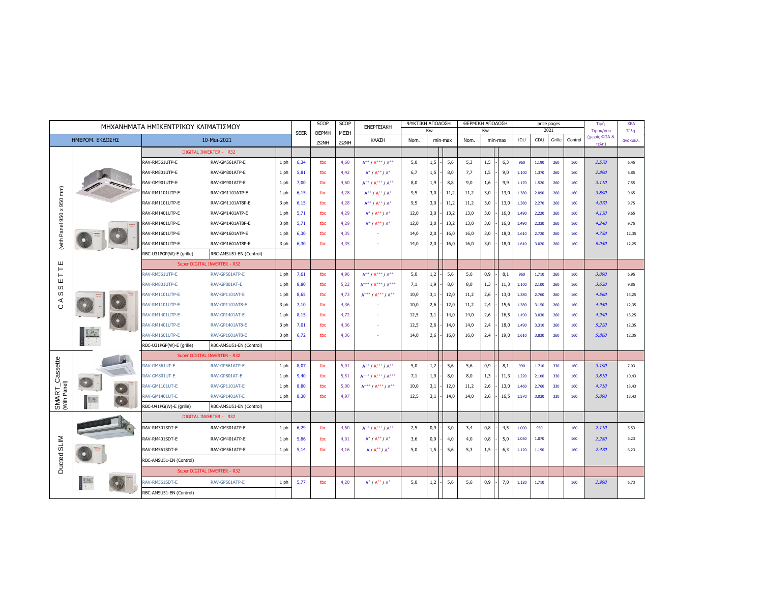| ΜΗΧΑΝΗΜΑΤΑ ΗΜΙΚΕΝΤΡΙΚΟΥ ΚΛΙΜΑΤΙΣΜΟΥ | | | | | SEER | SCOP ΘΕΡΜΗ ΖΩΝΗ | SCOP ΜΕΣΗ ΖΩΝΗ | ΕΝΕΡΓΕΙΑΚΗ ΚΛΑΣΗ | ΨΥΚΤΙΚΗ ΑΠΟΔΟΣΗ Kw | | | ΘΕΡΜΙΚΗ ΑΠΟΔΟΣΗ Kw | | | price pages 2021 | | | | Τιμή Τιμοκ/γου (χωρίς ΦΠΑ & τέλη) | ΧΕΑ Τέλη ανακυκλ. |
|---|---|---|---|---|---|---|---|---|---|---|---|---|---|---|---|---|---|---|---|---|
| ΗΜΕΡΟΜ. ΕΚΔΟΣΗΣ | 10-Μαϊ-2021 | | | | | | | | Nom. | min-max | | Nom. | min-max | | IDU | CDU | Grille | Control | | |
| **CASSETTE (with Panel 950 x 950 mm)** | DIGITAL INVERTER - R32 | | | | | | | | | | | | | | | | | | | |
| | RAV-RM561UTP-E | RAV-GM561ATP-E | 1 ph | | 6,34 | tbc | 4,60 | A++ / A+++ / A++ | 5,0 | 1,5 | 5,6 | 5,3 | 1,5 | 6,3 | 960 | 1.190 | 260 | 160 | 2.570 | 6,45 |
| | RAV-RM801UTP-E | RAV-GM801ATP-E | 1 ph | | 5,81 | tbc | 4,42 | A+ / A++ / A+ | 6,7 | 1,5 | 8,0 | 7,7 | 1,5 | 9,0 | 1.100 | 1.370 | 260 | 160 | 2.890 | 6,85 |
| | RAV-RM901UTP-E | RAV-GM901ATP-E | 1 ph | | 7,00 | tbc | 4,60 | A++ / A+++ / A++ | 8,0 | 1,9 | 8,8 | 9,0 | 1,6 | 9,9 | 1.170 | 1.520 | 260 | 160 | 3.110 | 7,55 |
| | RAV-RM1101UTP-E | RAV-GM1101ATP-E | 1 ph | | 6,15 | tbc | 4,28 | A++ / A++ / A+ | 9,5 | 3,0 | 11,2 | 11,2 | 3,0 | 13,0 | 1.380 | 2.090 | 260 | 160 | 3.890 | 9,65 |
| | RAV-RM1101UTP-E | RAV-GM1101AT8P-E | 3 ph | | 6,15 | tbc | 4,28 | A++ / A++ / A+ | 9,5 | 3,0 | 11,2 | 11,2 | 3,0 | 13,0 | 1.380 | 2.270 | 260 | 160 | 4.070 | 9,75 |
| | RAV-RM1401UTP-E | RAV-GM1401ATP-E | 1 ph | | 5,71 | tbc | 4,29 | A+ / A++ / A+ | 12,0 | 3,0 | 13,2 | 13,0 | 3,0 | 16,0 | 1.490 | 2.220 | 260 | 160 | 4.130 | 9,65 |
| | RAV-RM1401UTP-E | RAV-GM1401AT8P-E | 3 ph | | 5,71 | tbc | 4,29 | A+ / A++ / A+ | 12,0 | 3,0 | 13,2 | 13,0 | 3,0 | 16,0 | 1.490 | 2.330 | 260 | 160 | 4.240 | 9,75 |
| | RAV-RM1601UTP-E | RAV-GM1601ATP-E | 1 ph | | 6,30 | tbc | 4,35 | - | 14,0 | 2,0 | 16,0 | 16,0 | 3,0 | 18,0 | 1.610 | 2.720 | 260 | 160 | 4.750 | 12,35 |
| | RAV-RM1601UTP-E | RAV-GM1601AT8P-E | 3 ph | | 6,30 | tbc | 4,35 | - | 14,0 | 2,0 | 16,0 | 16,0 | 3,0 | 18,0 | 1.610 | 3.020 | 260 | 160 | 5.050 | 12,25 |
| | RBC-U31PGP(W)-E (grille) | RBC-AMSU51-EN (Control) | | | | | | | | | | | | | | | | | | |
| | Super DIGITAL INVERTER - R32 | | | | | | | | | | | | | | | | | | | |
| | RAV-RM561UTP-E | RAV-GP561ATP-E | 1 ph | | 7,61 | tbc | 4,96 | A++ / A+++ / A++ | 5,0 | 1,2 | 5,6 | 5,6 | 0,9 | 8,1 | 960 | 1.710 | 260 | 160 | 3.090 | 6,95 |
| | RAV-RM801UTP-E | RAV-GP801AT-E | 1 ph | | 8,80 | tbc | 5,22 | A+++ / A+++ / A+++ | 7,1 | 1,9 | 8,0 | 8,0 | 1,3 | 11,3 | 1.100 | 2.100 | 260 | 160 | 3.620 | 9,85 |
| | RAV-RM1101UTP-E | RAV-GP1101AT-E | 1 ph | | 8,65 | tbc | 4,73 | A+++ / A+++ / A++ | 10,0 | 3,1 | 12,0 | 11,2 | 2,6 | 13,0 | 1.380 | 2.760 | 260 | 160 | 4.560 | 13,25 |
| | RAV-RM1101UTP-E | RAV-GP1101AT8-E | 3 ph | | 7,10 | tbc | 4,36 | - | 10,0 | 2,6 | 12,0 | 11,2 | 2,4 | 15,6 | 1.380 | 3.150 | 260 | 160 | 4.950 | 12,35 |
| | RAV-RM1401UTP-E | RAV-GP1401AT-E | 1 ph | | 8,15 | tbc | 4,72 | - | 12,5 | 3,1 | 14,0 | 14,0 | 2,6 | 16,5 | 1.490 | 3.030 | 260 | 160 | 4.940 | 13,25 |
| | RAV-RM1401UTP-E | RAV-GP1401AT8-E | 3 ph | | 7,01 | tbc | 4,36 | - | 12,5 | 2,6 | 14,0 | 14,0 | 2,4 | 18,0 | 1.490 | 3.310 | 260 | 160 | 5.220 | 12,35 |
| | RAV-RM1601UTP-E | RAV-GP1601AT8-E | 3 ph | | 6,72 | tbc | 4,36 | - | 14,0 | 2,6 | 16,0 | 16,0 | 2,4 | 19,0 | 1.610 | 3.830 | 260 | 160 | 5.860 | 12,35 |
| | RBC-U31PGP(W)-E (grille) | RBC-AMSU51-EN (Control) | | | | | | | | | | | | | | | | | | |
| **SMART_Cassette (With Panel)** | Super DIGITAL INVERTER - R32 | | | | | | | | | | | | | | | | | | | |
| | RAV-GM561UT-E | RAV-GP561ATP-E | 1 ph | | 8,07 | tbc | 5,01 | A++ / A+++ / A++ | 5,0 | 1,2 | 5,6 | 5,6 | 0,9 | 8,1 | 990 | 1.710 | 330 | 160 | 3.190 | 7,03 |
| | RAV-GM801UT-E | RAV-GP801AT-E | 1 ph | | 9,40 | tbc | 5,51 | A+++ / A+++ / A+++ | 7,1 | 1,9 | 8,0 | 8,0 | 1,3 | 11,3 | 1.220 | 2.100 | 330 | 160 | 3.810 | 10,43 |
| | RAV-GM1101UT-E | RAV-GP1101AT-E | 1 ph | | 8,80 | tbc | 5,00 | A+++ / A+++ / A++ | 10,0 | 3,1 | 12,0 | 11,2 | 2,6 | 13,0 | 1.460 | 2.760 | 330 | 160 | 4.710 | 13,43 |
| | RAV-GM1401UT-E | RAV-GP1401AT-E | 1 ph | | 8,30 | tbc | 4,97 | | 12,5 | 3,1 | 14,0 | 14,0 | 2,6 | 16,5 | 1.570 | 3.030 | 330 | 160 | 5.090 | 13,43 |
| | RBC-U41PG(W)-E (grille) | RBC-AMSU51-EN (Control) | | | | | | | | | | | | | | | | | | |
| **Ducted SLIM** | DIGITAL INVERTER - R32 | | | | | | | | | | | | | | | | | | | |
| | RAV-RM301SDT-E | RAV-GM301ATP-E | 1 ph | | 6,29 | tbc | 4,60 | A++ / A+++ / A++ | 2,5 | 0,9 | 3,0 | 3,4 | 0,8 | 4,5 | 1.000 | 950 | | 160 | 2.110 | 5,53 |
| | RAV-RM401SDT-E | RAV-GM401ATP-E | 1 ph | | 5,86 | tbc | 4,01 | A+ / A++ / A+ | 3,6 | 0,9 | 4,0 | 4,0 | 0,8 | 5,0 | 1.050 | 1.070 | | 160 | 2.280 | 6,23 |
| | RAV-RM561SDT-E | RAV-GM561ATP-E | 1 ph | | 5,14 | tbc | 4,16 | A / A++ / A+ | 5,0 | 1,5 | 5,6 | 5,3 | 1,5 | 6,3 | 1.120 | 1.190 | | 160 | 2.470 | 6,23 |
| | RBC-AMSU51-EN (Control) | | | | | | | | | | | | | | | | | | | |
| | Super DIGITAL INVERTER - R32 | | | | | | | | | | | | | | | | | | | |
| | RAV-RM561SDT-E | RAV-GP561ATP-E | 1 ph | | 5,77 | tbc | 4,20 | A+ / A++ / A+ | 5,0 | 1,2 | 5,6 | 5,6 | 0,9 | 7,0 | 1.120 | 1.710 | | 160 | 2.990 | 6,73 |
| | RBC-AMSU51-EN (Control) | | | | | | | | | | | | | | | | | | | |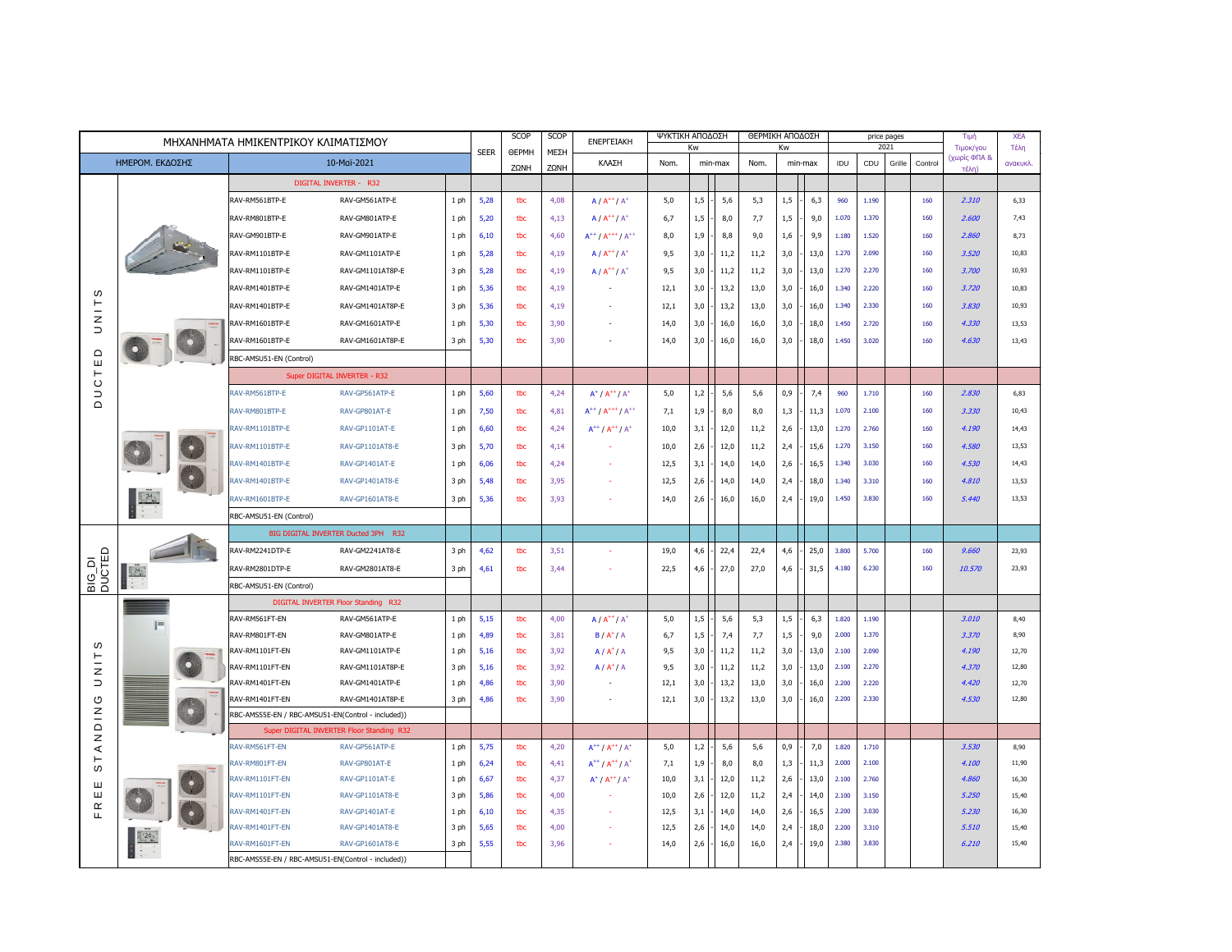| ΜΗΧΑΝΗΜΑΤΑ ΗΜΙΚΕΝΤΡΙΚΟΥ ΚΛΙΜΑΤΙΣΜΟΥ | | | | SEER | SCOP ΘΕΡΜΗ ΖΩΝΗ | SCOP ΜΕΣΗ ΖΩΝΗ | ΕΝΕΡΓΕΙΑΚΗ ΚΛΑΣΗ | ΨΥΚΤΙΚΗ ΑΠΟΔΟΣΗ Kw Nom. | ΨΥΚΤΙΚΗ ΑΠΟΔΟΣΗ min-max | ΘΕΡΜΙΚΗ ΑΠΟΔΟΣΗ Kw Nom. | ΘΕΡΜΙΚΗ ΑΠΟΔΟΣΗ min-max | price pages 2021 IDU | CDU | Grille | Control | Τιμή Τιμοκ/γου (χωρίς ΦΠΑ & τέλη) | ΧΕΑ Τέλη ανακυκλ. |
|---|---|---|---|---|---|---|---|---|---|---|---|---|---|---|---|---|---|
| ΗΜΕΡΟΜ. ΕΚΔΟΣΗΣ | 10-Μαϊ-2021 | | | | | | | | | | | | | | | | |
| DUCTED UNITS | DIGITAL INVERTER - R32 | | | | | | | | | | | | | | | | |
| | RAV-RM561BTP-E | RAV-GM561ATP-E | 1 ph | 5,28 | tbc | 4,08 | A / A++ / A+ | 5,0 | 1,5 - 5,6 | 5,3 | 1,5 - 6,3 | 960 | 1.190 | | 160 | 2.310 | 6,33 |
| | RAV-RM801BTP-E | RAV-GM801ATP-E | 1 ph | 5,20 | tbc | 4,13 | A / A++ / A+ | 6,7 | 1,5 - 8,0 | 7,7 | 1,5 - 9,0 | 1.070 | 1.370 | | 160 | 2.600 | 7,43 |
| | RAV-GM901BTP-E | RAV-GM901ATP-E | 1 ph | 6,10 | tbc | 4,60 | A++ / A+++ / A++ | 8,0 | 1,9 - 8,8 | 9,0 | 1,6 - 9,9 | 1.180 | 1.520 | | 160 | 2.860 | 8,73 |
| | RAV-RM1101BTP-E | RAV-GM1101ATP-E | 1 ph | 5,28 | tbc | 4,19 | A / A++ / A+ | 9,5 | 3,0 - 11,2 | 11,2 | 3,0 - 13,0 | 1.270 | 2.090 | | 160 | 3.520 | 10,83 |
| | RAV-RM1101BTP-E | RAV-GM1101AT8P-E | 3 ph | 5,28 | tbc | 4,19 | A / A++ / A+ | 9,5 | 3,0 - 11,2 | 11,2 | 3,0 - 13,0 | 1.270 | 2.270 | | 160 | 3.700 | 10,93 |
| | RAV-RM1401BTP-E | RAV-GM1401ATP-E | 1 ph | 5,36 | tbc | 4,19 | - | 12,1 | 3,0 - 13,2 | 13,0 | 3,0 - 16,0 | 1.340 | 2.220 | | 160 | 3.720 | 10,83 |
| | RAV-RM1401BTP-E | RAV-GM1401AT8P-E | 3 ph | 5,36 | tbc | 4,19 | - | 12,1 | 3,0 - 13,2 | 13,0 | 3,0 - 16,0 | 1.340 | 2.330 | | 160 | 3.830 | 10,93 |
| | RAV-RM1601BTP-E | RAV-GM1601ATP-E | 1 ph | 5,30 | tbc | 3,90 | - | 14,0 | 3,0 - 16,0 | 16,0 | 3,0 - 18,0 | 1.450 | 2.720 | | 160 | 4.330 | 13,53 |
| | RAV-RM1601BTP-E | RAV-GM1601AT8P-E | 3 ph | 5,30 | tbc | 3,90 | - | 14,0 | 3,0 - 16,0 | 16,0 | 3,0 - 18,0 | 1.450 | 3.020 | | 160 | 4.630 | 13,43 |
| | RBC-AMSU51-EN (Control) | | | | | | | | | | | | | | | | |
| | Super DIGITAL INVERTER - R32 | | | | | | | | | | | | | | | | |
| | RAV-RM561BTP-E | RAV-GP561ATP-E | 1 ph | 5,60 | tbc | 4,24 | A+ / A++ / A+ | 5,0 | 1,2 - 5,6 | 5,6 | 0,9 - 7,4 | 960 | 1.710 | | 160 | 2.830 | 6,83 |
| | RAV-RM801BTP-E | RAV-GP801AT-E | 1 ph | 7,50 | tbc | 4,81 | A++ / A+++ / A++ | 7,1 | 1,9 - 8,0 | 8,0 | 1,3 - 11,3 | 1.070 | 2.100 | | 160 | 3.330 | 10,43 |
| | RAV-RM1101BTP-E | RAV-GP1101AT-E | 1 ph | 6,60 | tbc | 4,24 | A++ / A++ / A+ | 10,0 | 3,1 - 12,0 | 11,2 | 2,6 - 13,0 | 1.270 | 2.760 | | 160 | 4.190 | 14,43 |
| | RAV-RM1101BTP-E | RAV-GP1101AT8-E | 3 ph | 5,70 | tbc | 4,14 | - | 10,0 | 2,6 - 12,0 | 11,2 | 2,4 - 15,6 | 1.270 | 3.150 | | 160 | 4.580 | 13,53 |
| | RAV-RM1401BTP-E | RAV-GP1401AT-E | 1 ph | 6,06 | tbc | 4,24 | - | 12,5 | 3,1 - 14,0 | 14,0 | 2,6 - 16,5 | 1.340 | 3.030 | | 160 | 4.530 | 14,43 |
| | RAV-RM1401BTP-E | RAV-GP1401AT8-E | 3 ph | 5,48 | tbc | 3,95 | - | 12,5 | 2,6 - 14,0 | 14,0 | 2,4 - 18,0 | 1.340 | 3.310 | | 160 | 4.810 | 13,53 |
| | RAV-RM1601BTP-E | RAV-GP1601AT8-E | 3 ph | 5,36 | tbc | 3,93 | - | 14,0 | 2,6 - 16,0 | 16,0 | 2,4 - 19,0 | 1.450 | 3.830 | | 160 | 5.440 | 13,53 |
| | RBC-AMSU51-EN (Control) | | | | | | | | | | | | | | | | |
| BIG_DI DUCTED | BIG DIGITAL INVERTER Ducted 3PH R32 | | | | | | | | | | | | | | | | |
| | RAV-RM2241DTP-E | RAV-GM2241AT8-E | 3 ph | 4,62 | tbc | 3,51 | - | 19,0 | 4,6 - 22,4 | 22,4 | 4,6 - 25,0 | 3.800 | 5.700 | | 160 | 9.660 | 23,93 |
| | RAV-RM2801DTP-E | RAV-GM2801AT8-E | 3 ph | 4,61 | tbc | 3,44 | - | 22,5 | 4,6 - 27,0 | 27,0 | 4,6 - 31,5 | 4.180 | 6.230 | | 160 | 10.570 | 23,93 |
| | RBC-AMSU51-EN (Control) | | | | | | | | | | | | | | | | |
| FREE STANDING UNITS | DIGITAL INVERTER Floor Standing R32 | | | | | | | | | | | | | | | | |
| | RAV-RM561FT-EN | RAV-GM561ATP-E | 1 ph | 5,15 | tbc | 4,00 | A / A++ / A+ | 5,0 | 1,5 - 5,6 | 5,3 | 1,5 - 6,3 | 1.820 | 1.190 | | | 3.010 | 8,40 |
| | RAV-RM801FT-EN | RAV-GM801ATP-E | 1 ph | 4,89 | tbc | 3,81 | B / A+ / A | 6,7 | 1,5 - 7,4 | 7,7 | 1,5 - 9,0 | 2.000 | 1.370 | | | 3.370 | 8,90 |
| | RAV-RM1101FT-EN | RAV-GM1101ATP-E | 1 ph | 5,16 | tbc | 3,92 | A / A+ / A | 9,5 | 3,0 - 11,2 | 11,2 | 3,0 - 13,0 | 2.100 | 2.090 | | | 4.190 | 12,70 |
| | RAV-RM1101FT-EN | RAV-GM1101AT8P-E | 3 ph | 5,16 | tbc | 3,92 | A / A+ / A | 9,5 | 3,0 - 11,2 | 11,2 | 3,0 - 13,0 | 2.100 | 2.270 | | | 4.370 | 12,80 |
| | RAV-RM1401FT-EN | RAV-GM1401ATP-E | 1 ph | 4,86 | tbc | 3,90 | - | 12,1 | 3,0 - 13,2 | 13,0 | 3,0 - 16,0 | 2.200 | 2.220 | | | 4.420 | 12,70 |
| | RAV-RM1401FT-EN | RAV-GM1401AT8P-E | 3 ph | 4,86 | tbc | 3,90 | - | 12,1 | 3,0 - 13,2 | 13,0 | 3,0 - 16,0 | 2.200 | 2.330 | | | 4.530 | 12,80 |
| | RBC-AMS55E-EN / RBC-AMSU51-EN(Control - included)) | | | | | | | | | | | | | | | | |
| | Super DIGITAL INVERTER Floor Standing R32 | | | | | | | | | | | | | | | | |
| | RAV-RM561FT-EN | RAV-GP561ATP-E | 1 ph | 5,75 | tbc | 4,20 | A++ / A++ / A+ | 5,0 | 1,2 - 5,6 | 5,6 | 0,9 - 7,0 | 1.820 | 1.710 | | | 3.530 | 8,90 |
| | RAV-RM801FT-EN | RAV-GP801AT-E | 1 ph | 6,24 | tbc | 4,41 | A++ / A++ / A+ | 7,1 | 1,9 - 8,0 | 8,0 | 1,3 - 11,3 | 2.000 | 2.100 | | | 4.100 | 11,90 |
| | RAV-RM1101FT-EN | RAV-GP1101AT-E | 1 ph | 6,67 | tbc | 4,37 | A+ / A++ / A+ | 10,0 | 3,1 - 12,0 | 11,2 | 2,6 - 13,0 | 2.100 | 2.760 | | | 4.860 | 16,30 |
| | RAV-RM1101FT-EN | RAV-GP1101AT8-E | 3 ph | 5,86 | tbc | 4,00 | - | 10,0 | 2,6 - 12,0 | 11,2 | 2,4 - 14,0 | 2.100 | 3.150 | | | 5.250 | 15,40 |
| | RAV-RM1401FT-EN | RAV-GP1401AT-E | 1 ph | 6,10 | tbc | 4,35 | - | 12,5 | 3,1 - 14,0 | 14,0 | 2,6 - 16,5 | 2.200 | 3.030 | | | 5.230 | 16,30 |
| | RAV-RM1401FT-EN | RAV-GP1401AT8-E | 3 ph | 5,65 | tbc | 4,00 | - | 12,5 | 2,6 - 14,0 | 14,0 | 2,4 - 18,0 | 2.200 | 3.310 | | | 5.510 | 15,40 |
| | RAV-RM1601FT-EN | RAV-GP1601AT8-E | 3 ph | 5,55 | tbc | 3,96 | - | 14,0 | 2,6 - 16,0 | 16,0 | 2,4 - 19,0 | 2.380 | 3.830 | | | 6.210 | 15,40 |
| | RBC-AMS55E-EN / RBC-AMSU51-EN(Control - included)) | | | | | | | | | | | | | | | | |